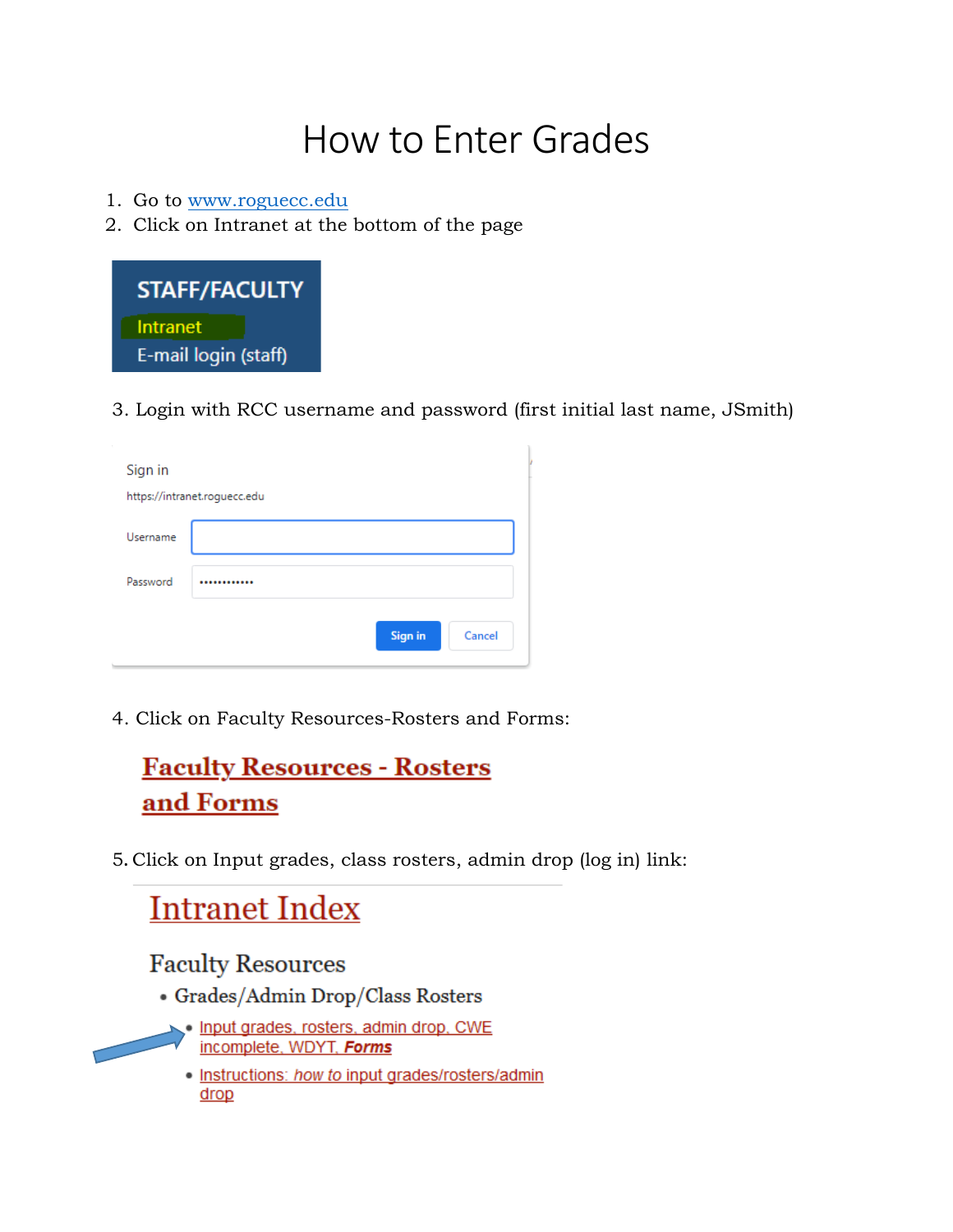# How to Enter Grades

1. Go to www.roguecc.edu
2. Click on Intranet at the bottom of the page

STAFF/FACULTY
Intranet
E-mail login (staff)

3. Login with RCC username and password (first initial last name, JSmith)

Sign in
https://intranet.roguecc.edu
Username
Password
Sign in Cancel

4. Click on Faculty Resources-Rosters and Forms:

**Faculty Resources - Rosters and Forms**

5. Click on Input grades, class rosters, admin drop (log in) link:

Intranet Index

Faculty Resources

- Grades/Admin Drop/Class Rosters
  - Input grades, rosters, admin drop, CWE incomplete, WDYT, ***Forms***
  - Instructions: *how to* input grades/rosters/admin drop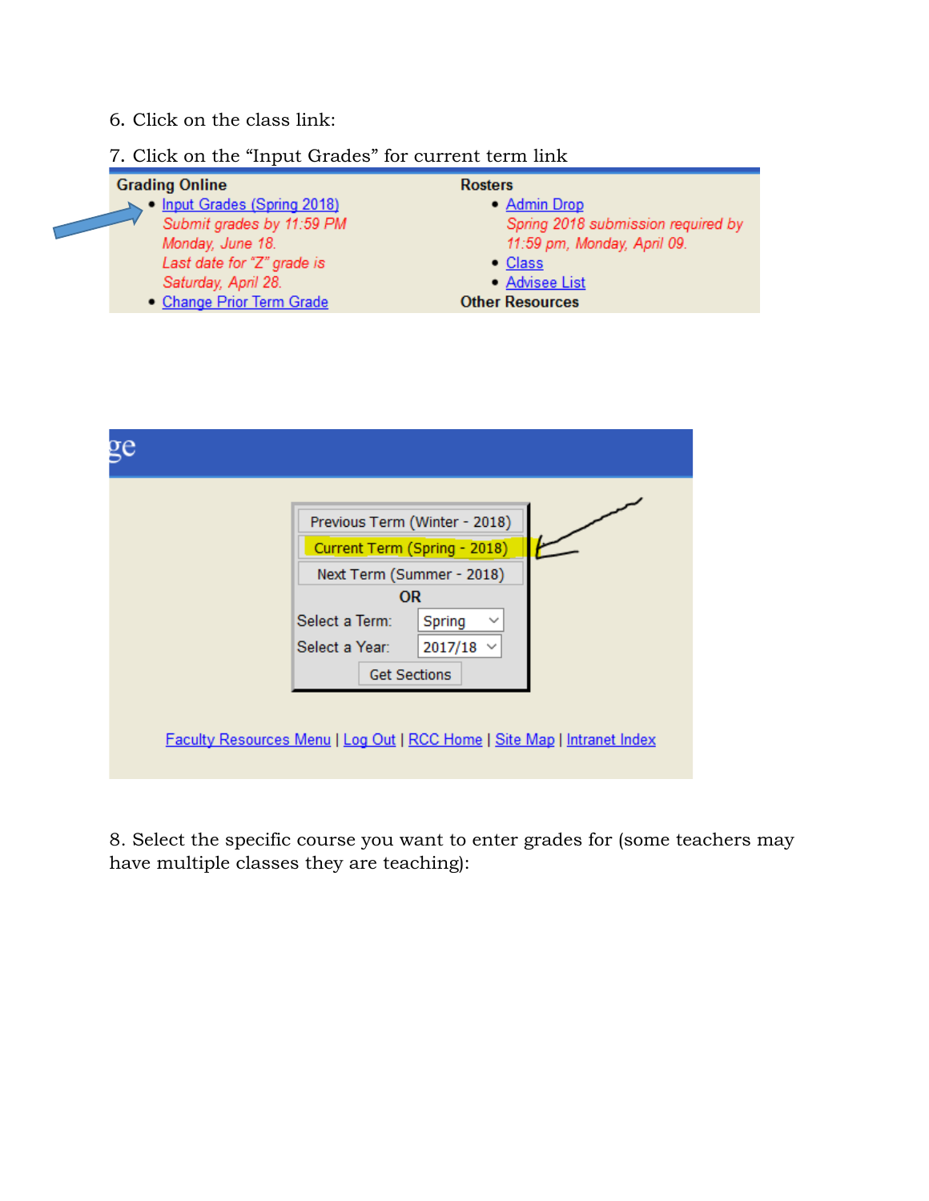6. Click on the class link:

7. Click on the “Input Grades” for current term link

**Grading Online**

- Input Grades (Spring 2018)
  *Submit grades by 11:59 PM Monday, June 18.*
  *Last date for “Z” grade is Saturday, April 28.*
- Change Prior Term Grade

**Rosters**

- Admin Drop
  *Spring 2018 submission required by 11:59 pm, Monday, April 09.*
- Class
- Advisee List

**Other Resources**

ge

Previous Term (Winter - 2018)

Current Term (Spring - 2018)

Next Term (Summer - 2018)

OR

Select a Term: Spring

Select a Year: 2017/18

Get Sections

Faculty Resources Menu | Log Out | RCC Home | Site Map | Intranet Index

8. Select the specific course you want to enter grades for (some teachers may have multiple classes they are teaching):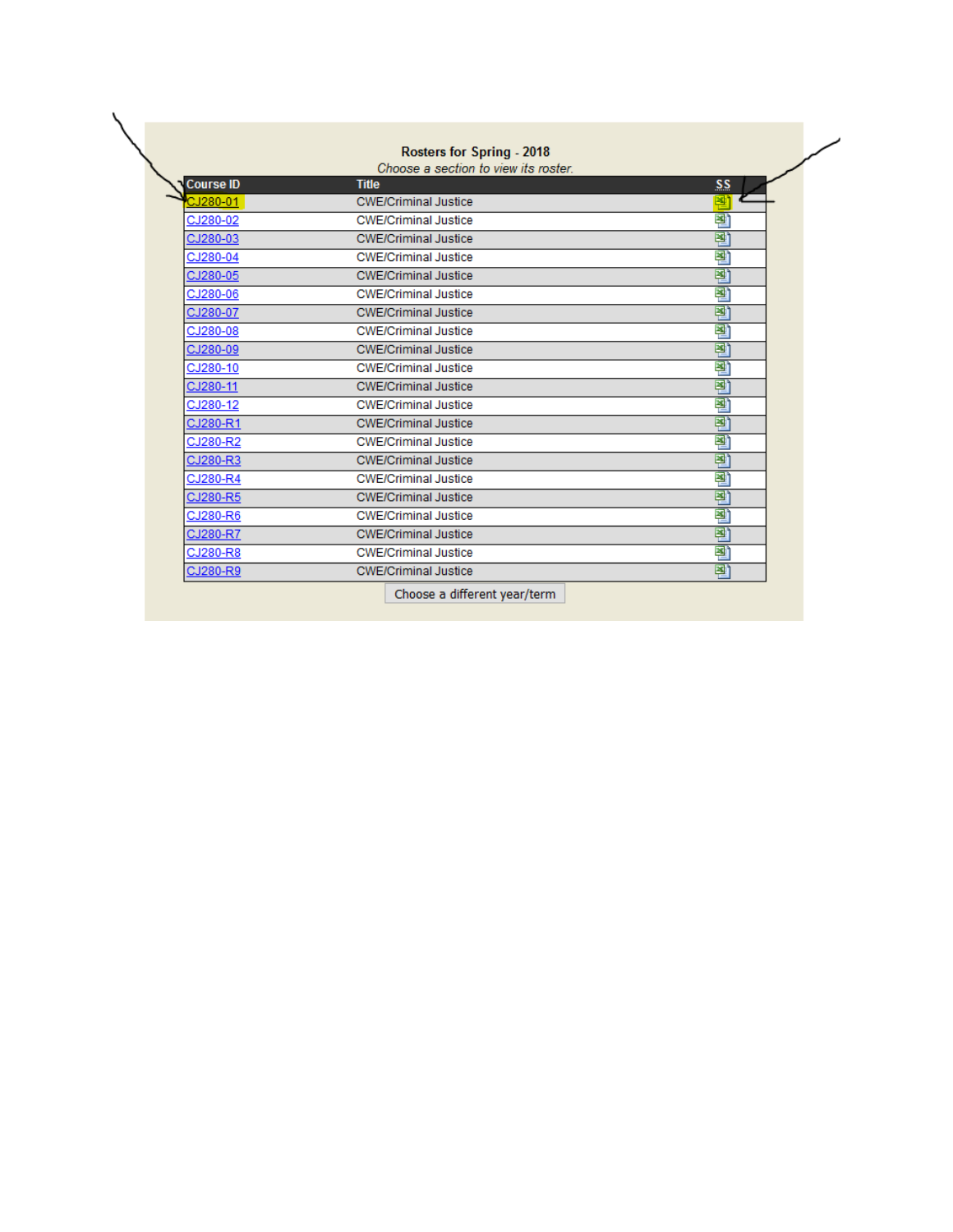**Rosters for Spring - 2018**

*Choose a section to view its roster.*

| Course ID | Title | SS |
|---|---|---|
| CJ280-01 | CWE/Criminal Justice | |
| CJ280-02 | CWE/Criminal Justice | |
| CJ280-03 | CWE/Criminal Justice | |
| CJ280-04 | CWE/Criminal Justice | |
| CJ280-05 | CWE/Criminal Justice | |
| CJ280-06 | CWE/Criminal Justice | |
| CJ280-07 | CWE/Criminal Justice | |
| CJ280-08 | CWE/Criminal Justice | |
| CJ280-09 | CWE/Criminal Justice | |
| CJ280-10 | CWE/Criminal Justice | |
| CJ280-11 | CWE/Criminal Justice | |
| CJ280-12 | CWE/Criminal Justice | |
| CJ280-R1 | CWE/Criminal Justice | |
| CJ280-R2 | CWE/Criminal Justice | |
| CJ280-R3 | CWE/Criminal Justice | |
| CJ280-R4 | CWE/Criminal Justice | |
| CJ280-R5 | CWE/Criminal Justice | |
| CJ280-R6 | CWE/Criminal Justice | |
| CJ280-R7 | CWE/Criminal Justice | |
| CJ280-R8 | CWE/Criminal Justice | |
| CJ280-R9 | CWE/Criminal Justice | |

Choose a different year/term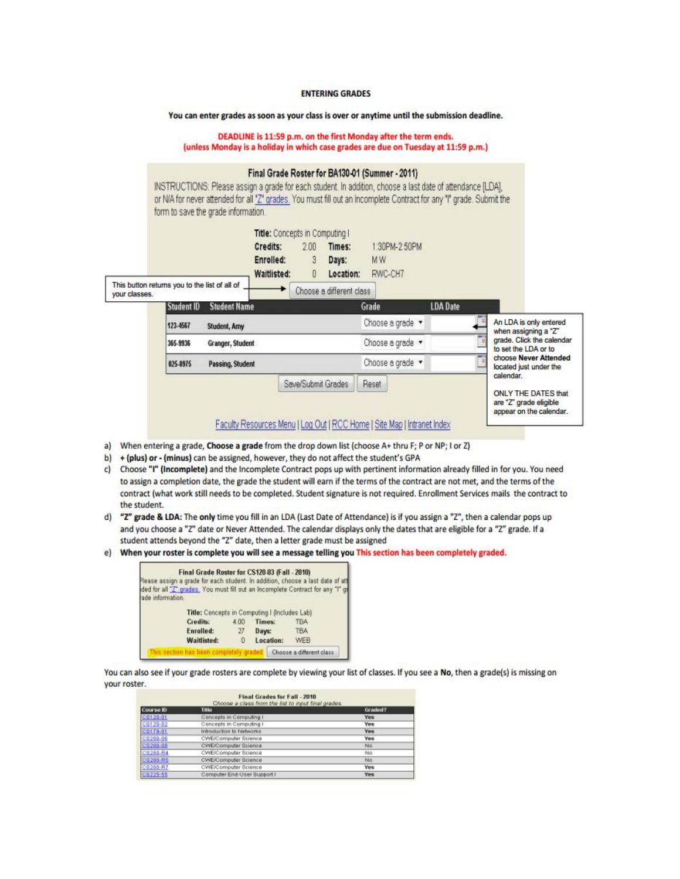## ENTERING GRADES

**You can enter grades as soon as your class is over or anytime until the submission deadline.**

**DEADLINE is 11:59 p.m. on the first Monday after the term ends.**
**(unless Monday is a holiday in which case grades are due on Tuesday at 11:59 p.m.)**

**Final Grade Roster for BA130-01 (Summer - 2011)**

INSTRUCTIONS: Please assign a grade for each student. In addition, choose a last date of attendance [LDA], or N/A for never attended for all "Z" grades. You must fill out an Incomplete Contract for any "I" grade. Submit the form to save the grade information.

| | | | |
|---|---|---|---|
| **Title:** Concepts in Computing I | | | |
| **Credits:** | 2.00 | **Times:** | 1:30PM-2:50PM |
| **Enrolled:** | 3 | **Days:** | M W |
| **Waitlisted:** | 0 | **Location:** | RWC-CH7 |

Choose a different class — This button returns you to the list of all of your classes.

| Student ID | Student Name | Grade | LDA Date |
|---|---|---|---|
| 123-4567 | Student, Amy | Choose a grade | |
| 365-9936 | Granger, Student | Choose a grade | |
| 025-8975 | Passing, Student | Choose a grade | |

Save/Submit Grades | Reset

An LDA is only entered when assigning a "Z" grade. Click the calendar to set the LDA or to choose **Never Attended** located just under the calendar.

ONLY THE DATES that are "Z" grade eligible appear on the calendar.

Faculty Resources Menu | Log Out | RCC Home | Site Map | Intranet Index

a) When entering a grade, **Choose a grade** from the drop down list (choose A+ thru F; P or NP; I or Z)

b) **+ (plus) or - (minus)** can be assigned, however, they do not affect the student's GPA

c) Choose **"I" (Incomplete)** and the Incomplete Contract pops up with pertinent information already filled in for you. You need to assign a completion date, the grade the student will earn if the terms of the contract are not met, and the terms of the contract (what work still needs to be completed. Student signature is not required. Enrollment Services mails the contract to the student.

d) **"Z" grade & LDA:** The **only** time you fill in an LDA (Last Date of Attendance) is if you assign a "Z", then a calendar pops up and you choose a "Z" date or Never Attended. The calendar displays only the dates that are eligible for a "Z" grade. If a student attends beyond the "Z" date, then a letter grade must be assigned

e) **When your roster is complete you will see a message telling you This section has been completely graded.**

**Final Grade Roster for CS120-03 (Fall - 2010)**

Please assign a grade for each student. In addition, choose a last date of att... ded for all "Z" grades. You must fill out an Incomplete Contract for any "I" gr... ade information.

| | | | |
|---|---|---|---|
| **Title:** Concepts in Computing I (Includes Lab) | | | |
| **Credits:** | 4.00 | **Times:** | TBA |
| **Enrolled:** | 27 | **Days:** | TBA |
| **Waitlisted:** | 0 | **Location:** | WEB |

This section has been completely graded | Choose a different class

You can also see if your grade rosters are complete by viewing your list of classes. If you see a **No**, then a grade(s) is missing on your roster.

**Final Grades for Fall - 2010**

*Choose a class from the list to input final grades.*

| Course ID | Title | Graded? |
|---|---|---|
| CS120-01 | Concepts in Computing I | Yes |
| CS120-02 | Concepts in Computing I | Yes |
| CS179-01 | Introduction to Networks | Yes |
| CS200-06 | CWE/Computer Science | Yes |
| CS200-08 | CWE/Computer Science | No |
| CS200-R4 | CWE/Computer Science | No |
| CS200-R5 | CWE/Computer Science | No |
| CS200-R7 | CWE/Computer Science | Yes |
| CS225-55 | Computer End-User Support I | Yes |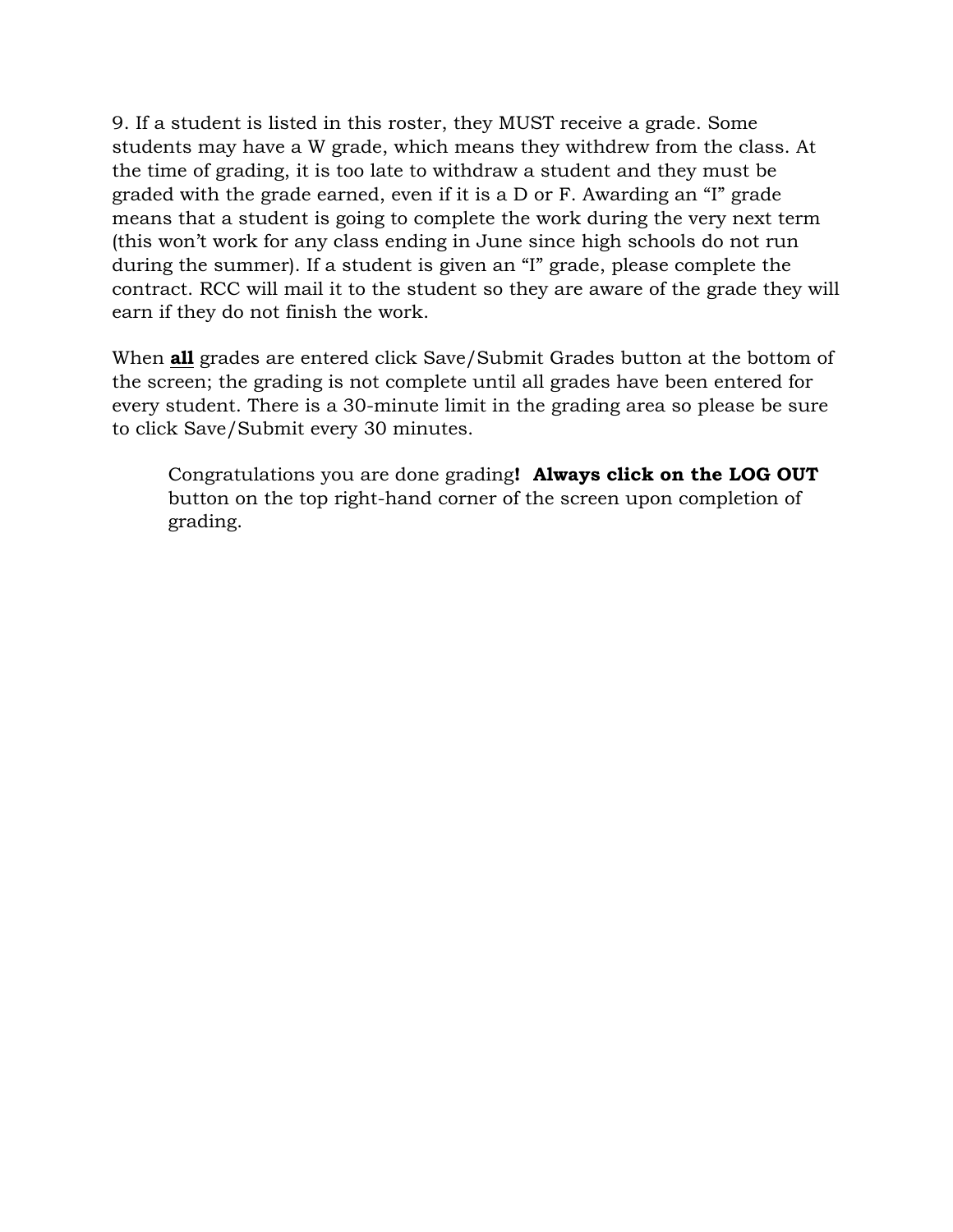9. If a student is listed in this roster, they MUST receive a grade. Some students may have a W grade, which means they withdrew from the class. At the time of grading, it is too late to withdraw a student and they must be graded with the grade earned, even if it is a D or F. Awarding an "I" grade means that a student is going to complete the work during the very next term (this won't work for any class ending in June since high schools do not run during the summer). If a student is given an "I" grade, please complete the contract. RCC will mail it to the student so they are aware of the grade they will earn if they do not finish the work.

When **all** grades are entered click Save/Submit Grades button at the bottom of the screen; the grading is not complete until all grades have been entered for every student. There is a 30-minute limit in the grading area so please be sure to click Save/Submit every 30 minutes.

> Congratulations you are done grading**! Always click on the LOG OUT** button on the top right-hand corner of the screen upon completion of grading.